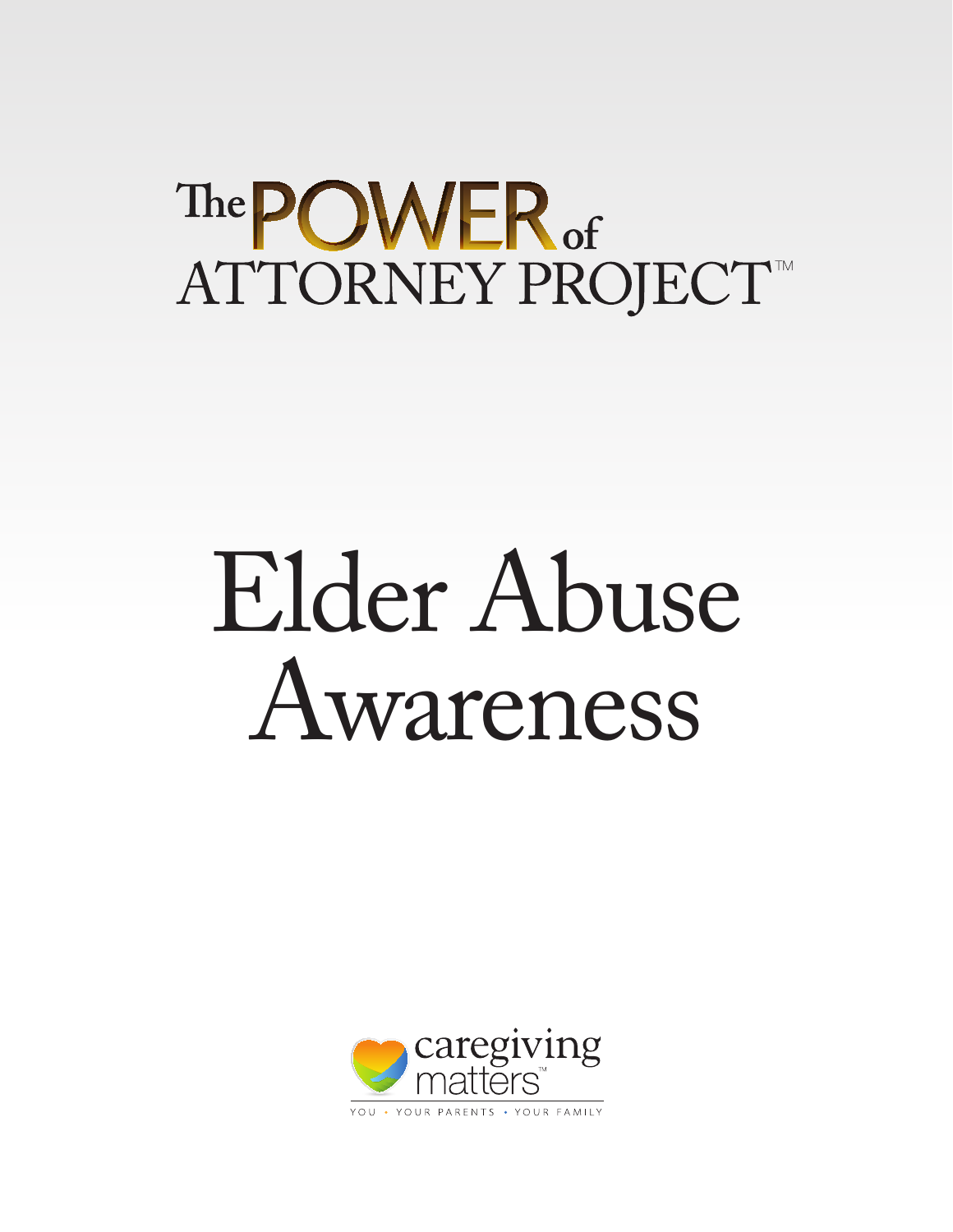The POWER of ATTORNEY PROJECT™

# Elder Abuse Awareness

caregiving matters™

YOU • YOUR PARENTS • YOUR FAMILY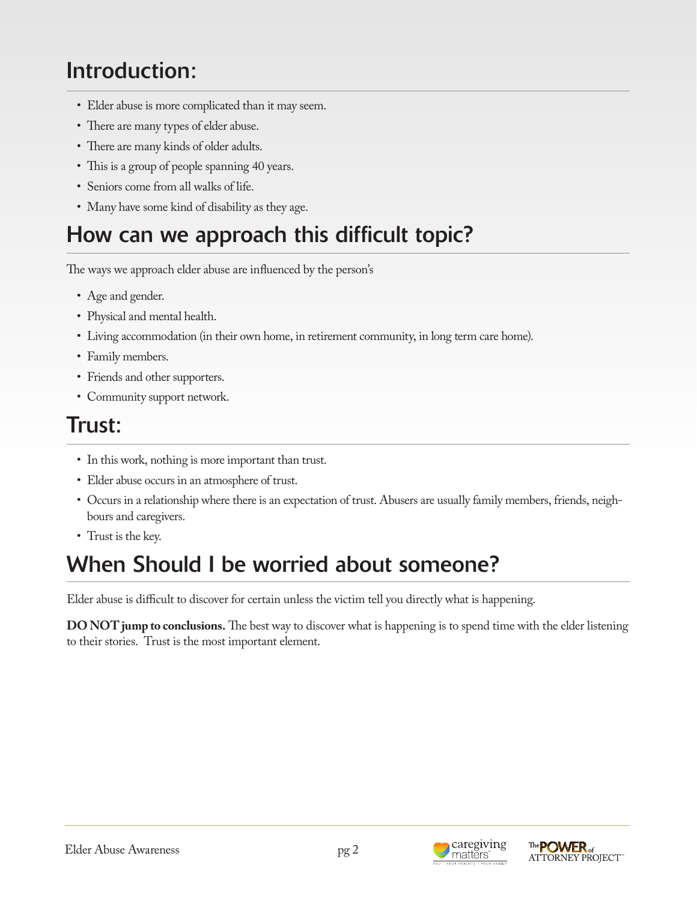## Introduction:

- Elder abuse is more complicated than it may seem.
- There are many types of elder abuse.
- There are many kinds of older adults.
- This is a group of people spanning 40 years.
- Seniors come from all walks of life.
- Many have some kind of disability as they age.

## How can we approach this difficult topic?

The ways we approach elder abuse are influenced by the person's

- Age and gender.
- Physical and mental health.
- Living accommodation (in their own home, in retirement community, in long term care home).
- Family members.
- Friends and other supporters.
- Community support network.

## Trust:

- In this work, nothing is more important than trust.
- Elder abuse occurs in an atmosphere of trust.
- Occurs in a relationship where there is an expectation of trust. Abusers are usually family members, friends, neighbours and caregivers.
- Trust is the key.

## When Should I be worried about someone?

Elder abuse is difficult to discover for certain unless the victim tell you directly what is happening.

**DO NOT jump to conclusions.** The best way to discover what is happening is to spend time with the elder listening to their stories. Trust is the most important element.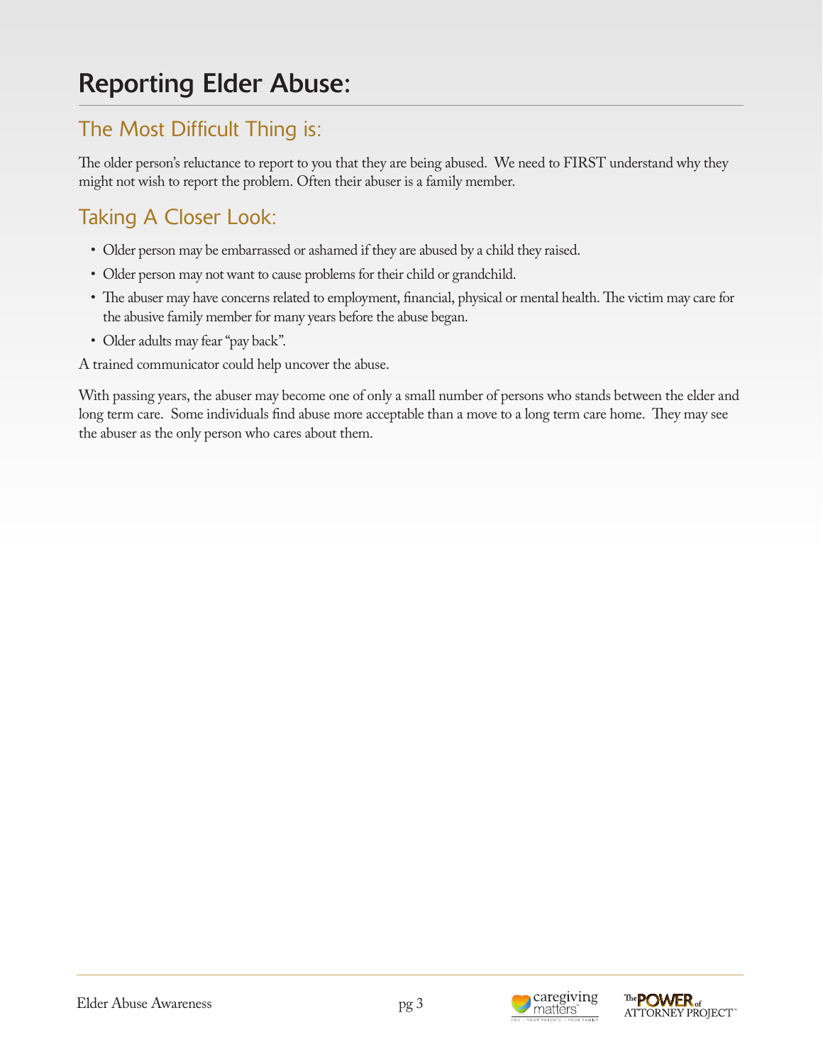# Reporting Elder Abuse:

## The Most Difficult Thing is:

The older person's reluctance to report to you that they are being abused. We need to FIRST understand why they might not wish to report the problem. Often their abuser is a family member.

## Taking A Closer Look:

- Older person may be embarrassed or ashamed if they are abused by a child they raised.
- Older person may not want to cause problems for their child or grandchild.
- The abuser may have concerns related to employment, financial, physical or mental health. The victim may care for the abusive family member for many years before the abuse began.
- Older adults may fear "pay back".

A trained communicator could help uncover the abuse.

With passing years, the abuser may become one of only a small number of persons who stands between the elder and long term care. Some individuals find abuse more acceptable than a move to a long term care home. They may see the abuser as the only person who cares about them.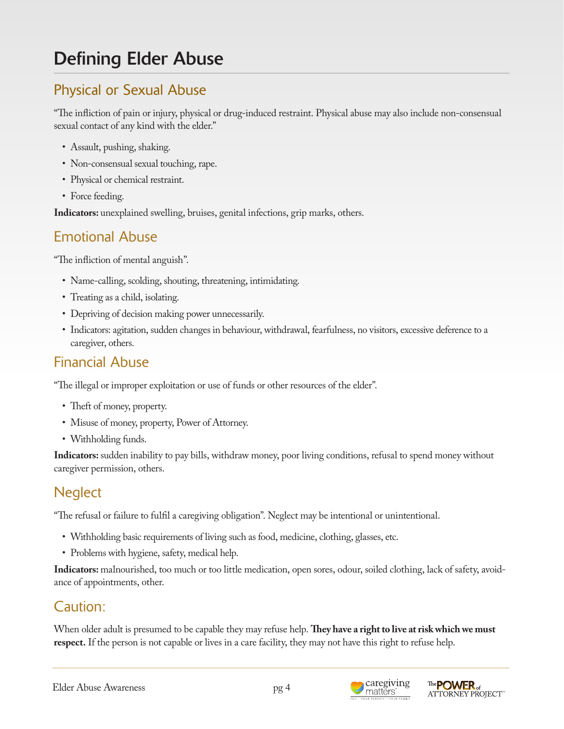# Defining Elder Abuse

## Physical or Sexual Abuse

"The infliction of pain or injury, physical or drug-induced restraint. Physical abuse may also include non-consensual sexual contact of any kind with the elder."

- Assault, pushing, shaking.
- Non-consensual sexual touching, rape.
- Physical or chemical restraint.
- Force feeding.

**Indicators:** unexplained swelling, bruises, genital infections, grip marks, others.

## Emotional Abuse

"The infliction of mental anguish".

- Name-calling, scolding, shouting, threatening, intimidating.
- Treating as a child, isolating.
- Depriving of decision making power unnecessarily.
- Indicators: agitation, sudden changes in behaviour, withdrawal, fearfulness, no visitors, excessive deference to a caregiver, others.

## Financial Abuse

"The illegal or improper exploitation or use of funds or other resources of the elder".

- Theft of money, property.
- Misuse of money, property, Power of Attorney.
- Withholding funds.

**Indicators:** sudden inability to pay bills, withdraw money, poor living conditions, refusal to spend money without caregiver permission, others.

## Neglect

"The refusal or failure to fulfil a caregiving obligation". Neglect may be intentional or unintentional.

- Withholding basic requirements of living such as food, medicine, clothing, glasses, etc.
- Problems with hygiene, safety, medical help.

**Indicators:** malnourished, too much or too little medication, open sores, odour, soiled clothing, lack of safety, avoidance of appointments, other.

## Caution:

When older adult is presumed to be capable they may refuse help. **They have a right to live at risk which we must respect.** If the person is not capable or lives in a care facility, they may not have this right to refuse help.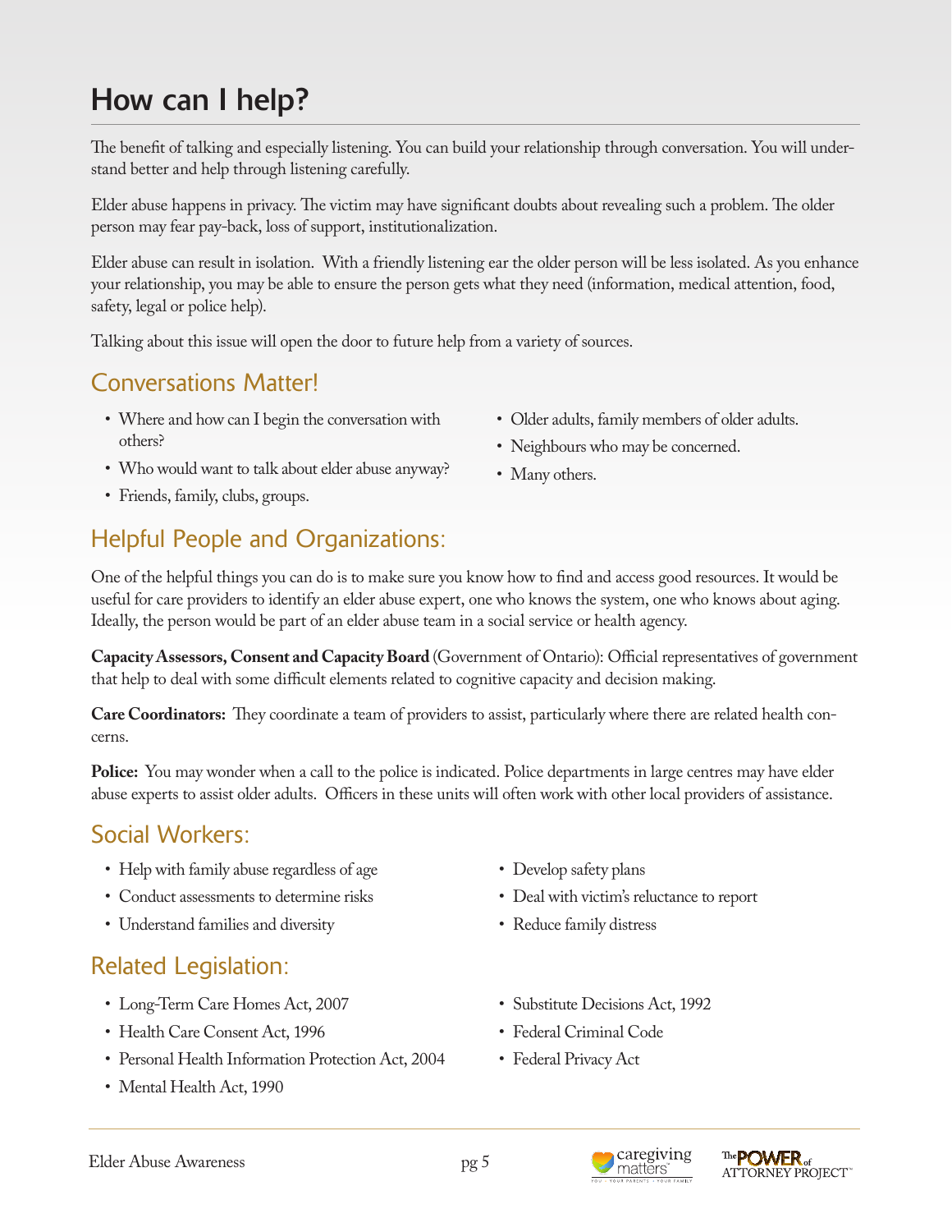# How can I help?

The benefit of talking and especially listening. You can build your relationship through conversation. You will understand better and help through listening carefully.

Elder abuse happens in privacy. The victim may have significant doubts about revealing such a problem. The older person may fear pay-back, loss of support, institutionalization.

Elder abuse can result in isolation. With a friendly listening ear the older person will be less isolated. As you enhance your relationship, you may be able to ensure the person gets what they need (information, medical attention, food, safety, legal or police help).

Talking about this issue will open the door to future help from a variety of sources.

## Conversations Matter!

- Where and how can I begin the conversation with others?
- Who would want to talk about elder abuse anyway?
- Friends, family, clubs, groups.
- Older adults, family members of older adults.
- Neighbours who may be concerned.
- Many others.

## Helpful People and Organizations:

One of the helpful things you can do is to make sure you know how to find and access good resources. It would be useful for care providers to identify an elder abuse expert, one who knows the system, one who knows about aging. Ideally, the person would be part of an elder abuse team in a social service or health agency.

**Capacity Assessors, Consent and Capacity Board** (Government of Ontario): Official representatives of government that help to deal with some difficult elements related to cognitive capacity and decision making.

**Care Coordinators:** They coordinate a team of providers to assist, particularly where there are related health concerns.

**Police:** You may wonder when a call to the police is indicated. Police departments in large centres may have elder abuse experts to assist older adults. Officers in these units will often work with other local providers of assistance.

## Social Workers:

- Help with family abuse regardless of age
- Conduct assessments to determine risks
- Understand families and diversity
- Develop safety plans
- Deal with victim's reluctance to report
- Reduce family distress

## Related Legislation:

- Long-Term Care Homes Act, 2007
- Health Care Consent Act, 1996
- Personal Health Information Protection Act, 2004
- Mental Health Act, 1990
- Substitute Decisions Act, 1992
- Federal Criminal Code
- Federal Privacy Act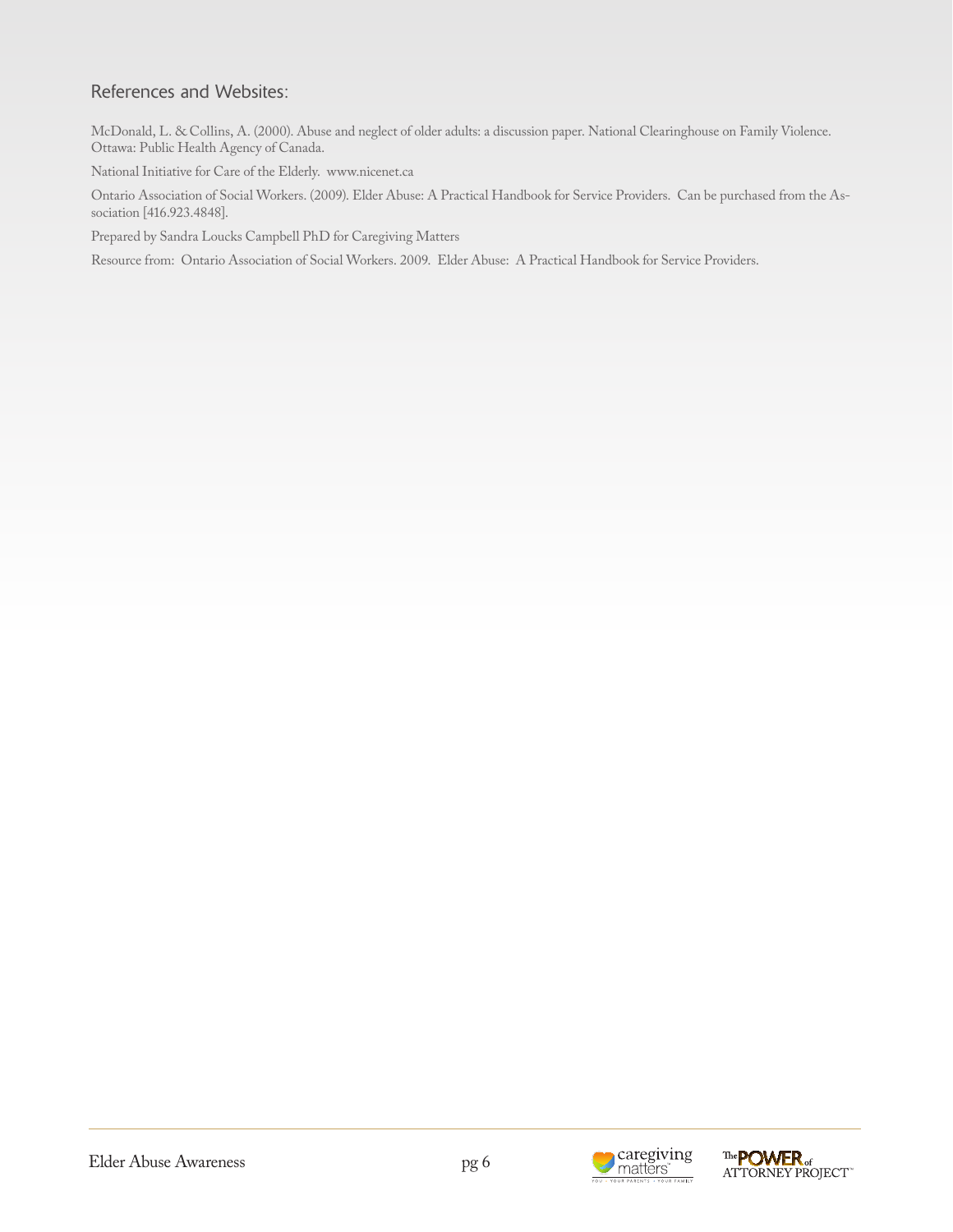## References and Websites:

McDonald, L. & Collins, A. (2000). Abuse and neglect of older adults: a discussion paper. National Clearinghouse on Family Violence. Ottawa: Public Health Agency of Canada.

National Initiative for Care of the Elderly. www.nicenet.ca

Ontario Association of Social Workers. (2009). Elder Abuse: A Practical Handbook for Service Providers. Can be purchased from the Association [416.923.4848].

Prepared by Sandra Loucks Campbell PhD for Caregiving Matters

Resource from: Ontario Association of Social Workers. 2009. Elder Abuse: A Practical Handbook for Service Providers.